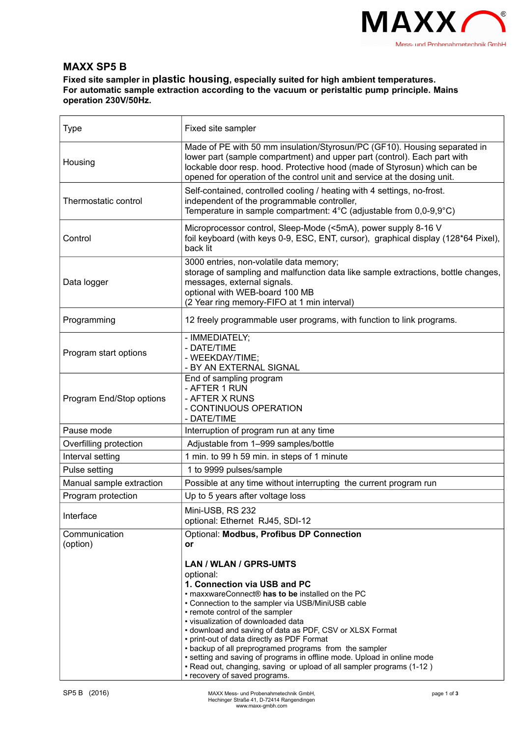# MAXX SP5 B

**Fixed site sampler in plastic housing, especially suited for high ambient temperatures.**
**For automatic sample extraction according to the vacuum or peristaltic pump principle. Mains operation 230V/50Hz.**

| Type | Fixed site sampler |
|---|---|
| Housing | Made of PE with 50 mm insulation/Styrosun/PC (GF10). Housing separated in lower part (sample compartment) and upper part (control). Each part with lockable door resp. hood. Protective hood (made of Styrosun) which can be opened for operation of the control unit and service at the dosing unit. |
| Thermostatic control | Self-contained, controlled cooling / heating with 4 settings, no-frost.<br>independent of the programmable controller,<br>Temperature in sample compartment: 4°C (adjustable from 0,0-9,9°C) |
| Control | Microprocessor control, Sleep-Mode (<5mA), power supply 8-16 V<br>foil keyboard (with keys 0-9, ESC, ENT, cursor), graphical display (128*64 Pixel), back lit |
| Data logger | 3000 entries, non-volatile data memory;<br>storage of sampling and malfunction data like sample extractions, bottle changes, messages, external signals.<br>optional with WEB-board 100 MB<br>(2 Year ring memory-FIFO at 1 min interval) |
| Programming | 12 freely programmable user programs, with function to link programs. |
| Program start options | - IMMEDIATELY;<br>- DATE/TIME<br>- WEEKDAY/TIME;<br>- BY AN EXTERNAL SIGNAL |
| Program End/Stop options | End of sampling program<br>- AFTER 1 RUN<br>- AFTER X RUNS<br>- CONTINUOUS OPERATION<br>- DATE/TIME |
| Pause mode | Interruption of program run at any time |
| Overfilling protection | Adjustable from 1–999 samples/bottle |
| Interval setting | 1 min. to 99 h 59 min. in steps of 1 minute |
| Pulse setting | 1 to 9999 pulses/sample |
| Manual sample extraction | Possible at any time without interrupting the current program run |
| Program protection | Up to 5 years after voltage loss |
| Interface | Mini-USB, RS 232<br>optional: Ethernet RJ45, SDI-12 |
| Communication (option) | Optional: **Modbus, Profibus DP Connection**<br>**or**<br><br>**LAN / WLAN / GPRS-UMTS**<br>optional:<br>**1. Connection via USB and PC**<br>• maxxwareConnect® **has to be** installed on the PC<br>• Connection to the sampler via USB/MiniUSB cable<br>• remote control of the sampler<br>• visualization of downloaded data<br>• download and saving of data as PDF, CSV or XLSX Format<br>• print-out of data directly as PDF Format<br>• backup of all preprogramed programs from the sampler<br>• setting and saving of programs in offline mode. Upload in online mode<br>• Read out, changing, saving or upload of all sampler programs (1-12 )<br>• recovery of saved programs. |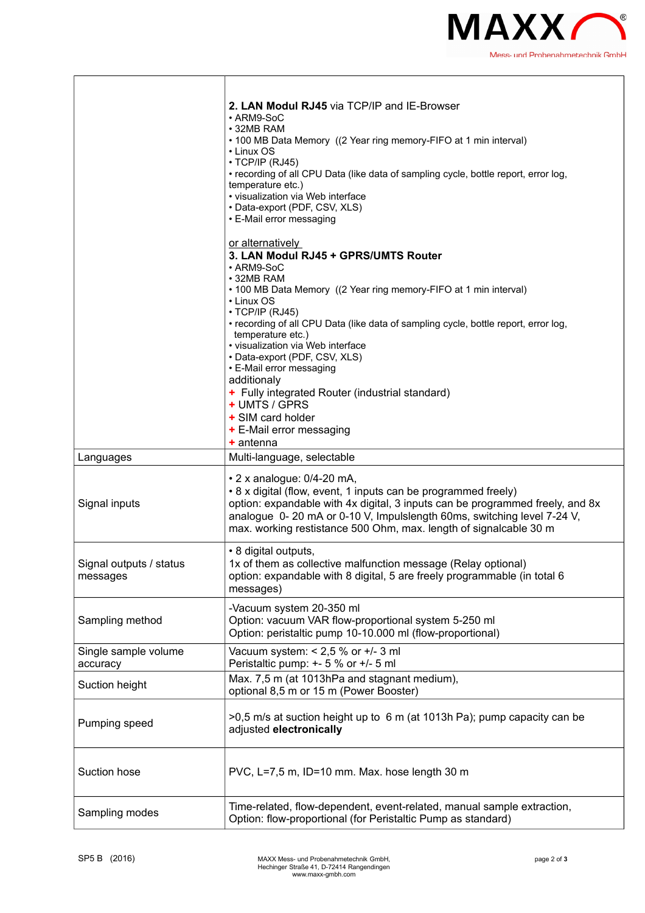| | |
|---|---|
| | **2. LAN Modul RJ45** via TCP/IP and IE-Browser<br>• ARM9-SoC<br>• 32MB RAM<br>• 100 MB Data Memory ((2 Year ring memory-FIFO at 1 min interval)<br>• Linux OS<br>• TCP/IP (RJ45)<br>• recording of all CPU Data (like data of sampling cycle, bottle report, error log, temperature etc.)<br>• visualization via Web interface<br>• Data-export (PDF, CSV, XLS)<br>• E-Mail error messaging<br><br><u>or alternatively</u><br>**3. LAN Modul RJ45 + GPRS/UMTS Router**<br>• ARM9-SoC<br>• 32MB RAM<br>• 100 MB Data Memory ((2 Year ring memory-FIFO at 1 min interval)<br>• Linux OS<br>• TCP/IP (RJ45)<br>• recording of all CPU Data (like data of sampling cycle, bottle report, error log, temperature etc.)<br>• visualization via Web interface<br>• Data-export (PDF, CSV, XLS)<br>• E-Mail error messaging<br>additionaly<br>+ Fully integrated Router (industrial standard)<br>+ UMTS / GPRS<br>+ SIM card holder<br>+ E-Mail error messaging<br>+ antenna |
| Languages | Multi-language, selectable |
| Signal inputs | • 2 x analogue: 0/4-20 mA,<br>• 8 x digital (flow, event, 1 inputs can be programmed freely)<br>option: expandable with 4x digital, 3 inputs can be programmed freely, and 8x analogue 0- 20 mA or 0-10 V, Impulslength 60ms, switching level 7-24 V, max. working resistance 500 Ohm, max. length of signalcable 30 m |
| Signal outputs / status messages | • 8 digital outputs,<br>1x of them as collective malfunction message (Relay optional)<br>option: expandable with 8 digital, 5 are freely programmable (in total 6 messages) |
| Sampling method | -Vacuum system 20-350 ml<br>Option: vacuum VAR flow-proportional system 5-250 ml<br>Option: peristaltic pump 10-10.000 ml (flow-proportional) |
| Single sample volume accuracy | Vacuum system: < 2,5 % or +/- 3 ml<br>Peristaltic pump: +- 5 % or +/- 5 ml |
| Suction height | Max. 7,5 m (at 1013hPa and stagnant medium),<br>optional 8,5 m or 15 m (Power Booster) |
| Pumping speed | >0,5 m/s at suction height up to 6 m (at 1013h Pa); pump capacity can be adjusted **electronically** |
| Suction hose | PVC, L=7,5 m, ID=10 mm. Max. hose length 30 m |
| Sampling modes | Time-related, flow-dependent, event-related, manual sample extraction,<br>Option: flow-proportional (for Peristaltic Pump as standard) |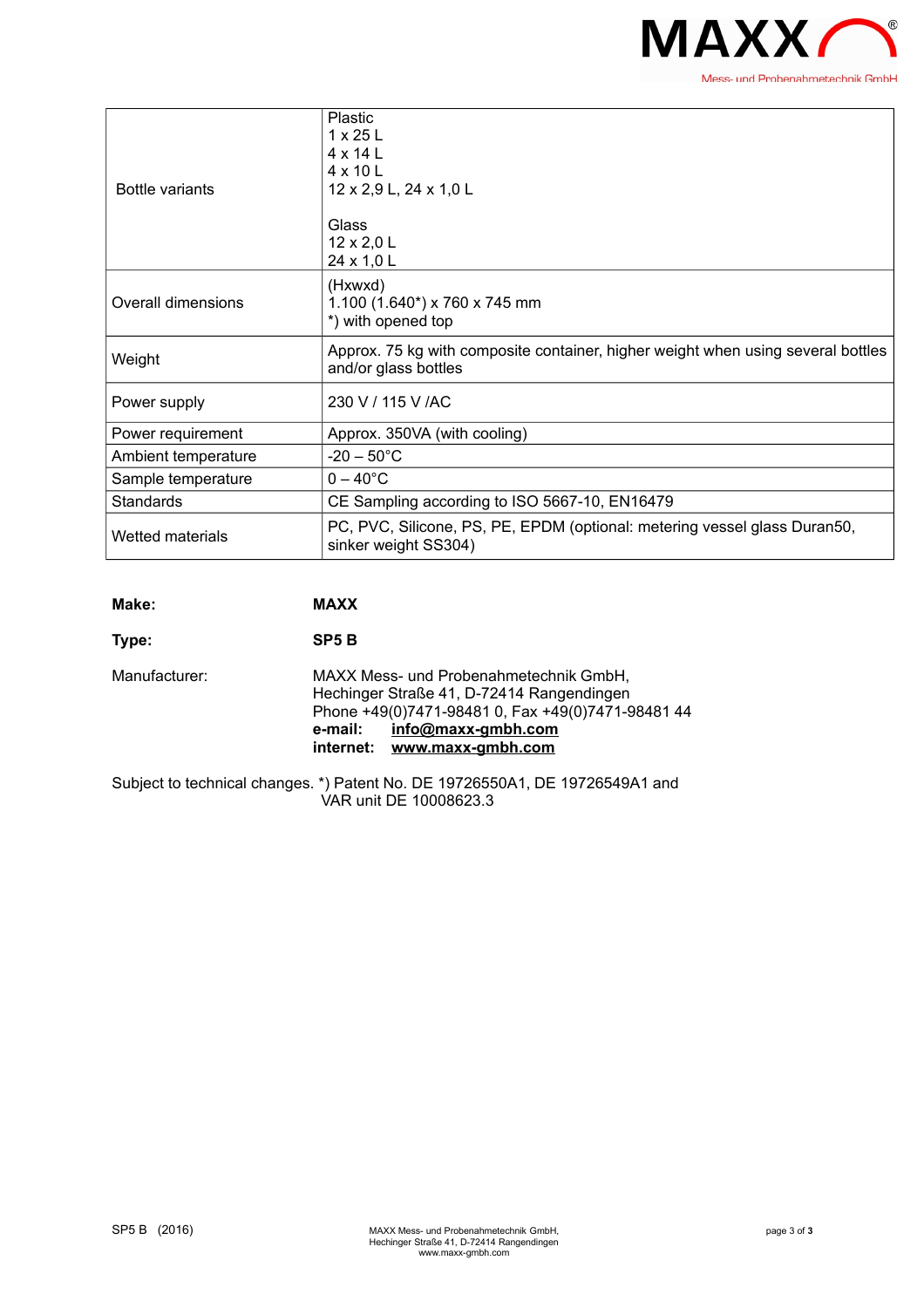| | |
|---|---|
| Bottle variants | Plastic<br>1 x 25 L<br>4 x 14 L<br>4 x 10 L<br>12 x 2,9 L, 24 x 1,0 L<br><br>Glass<br>12 x 2,0 L<br>24 x 1,0 L |
| Overall dimensions | (Hxwxd)<br>1.100 (1.640*) x 760 x 745 mm<br>*) with opened top |
| Weight | Approx. 75 kg with composite container, higher weight when using several bottles and/or glass bottles |
| Power supply | 230 V / 115 V /AC |
| Power requirement | Approx. 350VA (with cooling) |
| Ambient temperature | -20 – 50°C |
| Sample temperature | 0 – 40°C |
| Standards | CE Sampling according to ISO 5667-10, EN16479 |
| Wetted materials | PC, PVC, Silicone, PS, PE, EPDM (optional: metering vessel glass Duran50, sinker weight SS304) |

**Make:** **MAXX**

**Type:** **SP5 B**

Manufacturer: MAXX Mess- und Probenahmetechnik GmbH,
Hechinger Straße 41, D-72414 Rangendingen
Phone +49(0)7471-98481 0, Fax +49(0)7471-98481 44
**e-mail:** **info@maxx-gmbh.com**
**internet:** **www.maxx-gmbh.com**

Subject to technical changes. *) Patent No. DE 19726550A1, DE 19726549A1 and VAR unit DE 10008623.3